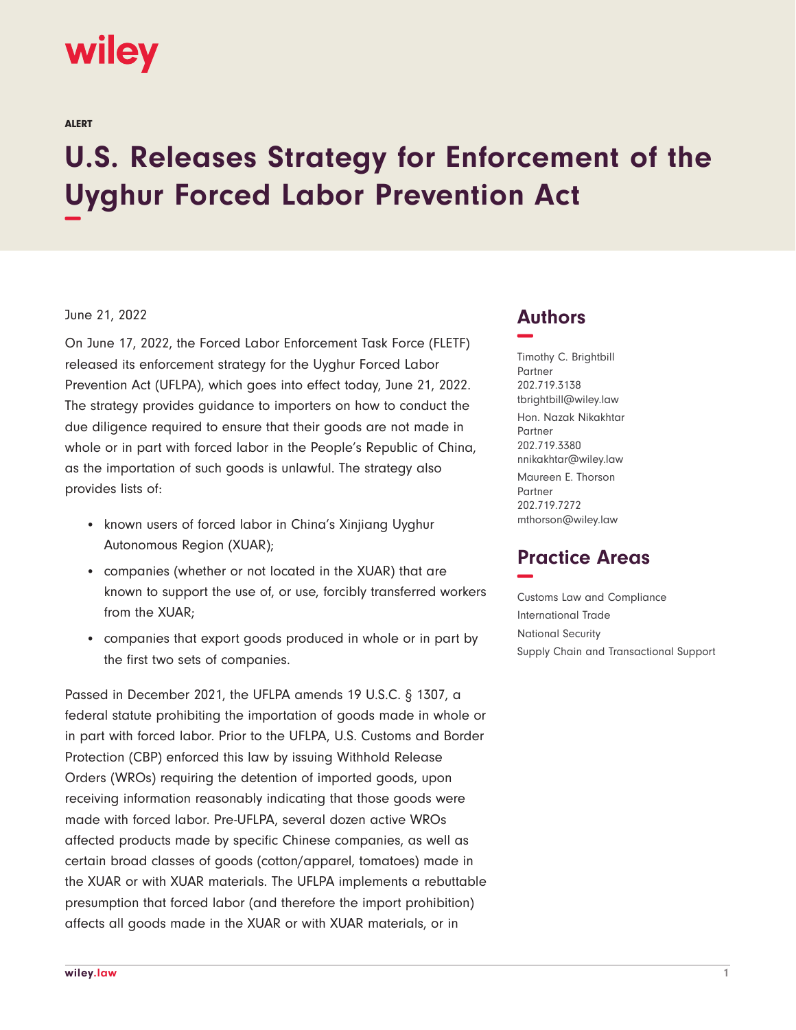wiley

ALERT

# U.S. Releases Strategy for Enforcement of the Uyghur Forced Labor Prevention Act

June 21, 2022

On June 17, 2022, the Forced Labor Enforcement Task Force (FLETF) released its enforcement strategy for the Uyghur Forced Labor Prevention Act (UFLPA), which goes into effect today, June 21, 2022. The strategy provides guidance to importers on how to conduct the due diligence required to ensure that their goods are not made in whole or in part with forced labor in the People's Republic of China, as the importation of such goods is unlawful. The strategy also provides lists of:

- known users of forced labor in China's Xinjiang Uyghur Autonomous Region (XUAR);
- companies (whether or not located in the XUAR) that are known to support the use of, or use, forcibly transferred workers from the XUAR;
- companies that export goods produced in whole or in part by the first two sets of companies.

Passed in December 2021, the UFLPA amends 19 U.S.C. § 1307, a federal statute prohibiting the importation of goods made in whole or in part with forced labor. Prior to the UFLPA, U.S. Customs and Border Protection (CBP) enforced this law by issuing Withhold Release Orders (WROs) requiring the detention of imported goods, upon receiving information reasonably indicating that those goods were made with forced labor. Pre-UFLPA, several dozen active WROs affected products made by specific Chinese companies, as well as certain broad classes of goods (cotton/apparel, tomatoes) made in the XUAR or with XUAR materials. The UFLPA implements a rebuttable presumption that forced labor (and therefore the import prohibition) affects all goods made in the XUAR or with XUAR materials, or in

## Authors

Timothy C. Brightbill
Partner
202.719.3138
tbrightbill@wiley.law

Hon. Nazak Nikakhtar
Partner
202.719.3380
nnikakhtar@wiley.law

Maureen E. Thorson
Partner
202.719.7272
mthorson@wiley.law

## Practice Areas

Customs Law and Compliance
International Trade
National Security
Supply Chain and Transactional Support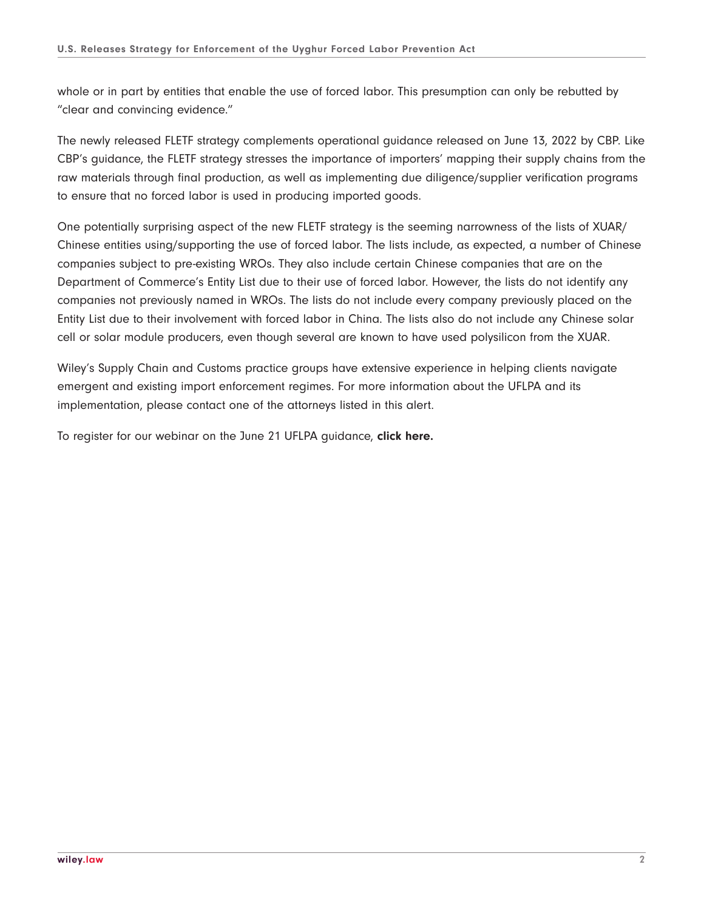whole or in part by entities that enable the use of forced labor. This presumption can only be rebutted by "clear and convincing evidence."

The newly released FLETF strategy complements operational guidance released on June 13, 2022 by CBP. Like CBP's guidance, the FLETF strategy stresses the importance of importers' mapping their supply chains from the raw materials through final production, as well as implementing due diligence/supplier verification programs to ensure that no forced labor is used in producing imported goods.

One potentially surprising aspect of the new FLETF strategy is the seeming narrowness of the lists of XUAR/Chinese entities using/supporting the use of forced labor. The lists include, as expected, a number of Chinese companies subject to pre-existing WROs. They also include certain Chinese companies that are on the Department of Commerce's Entity List due to their use of forced labor. However, the lists do not identify any companies not previously named in WROs. The lists do not include every company previously placed on the Entity List due to their involvement with forced labor in China. The lists also do not include any Chinese solar cell or solar module producers, even though several are known to have used polysilicon from the XUAR.

Wiley's Supply Chain and Customs practice groups have extensive experience in helping clients navigate emergent and existing import enforcement regimes. For more information about the UFLPA and its implementation, please contact one of the attorneys listed in this alert.

To register for our webinar on the June 21 UFLPA guidance, **click here.**